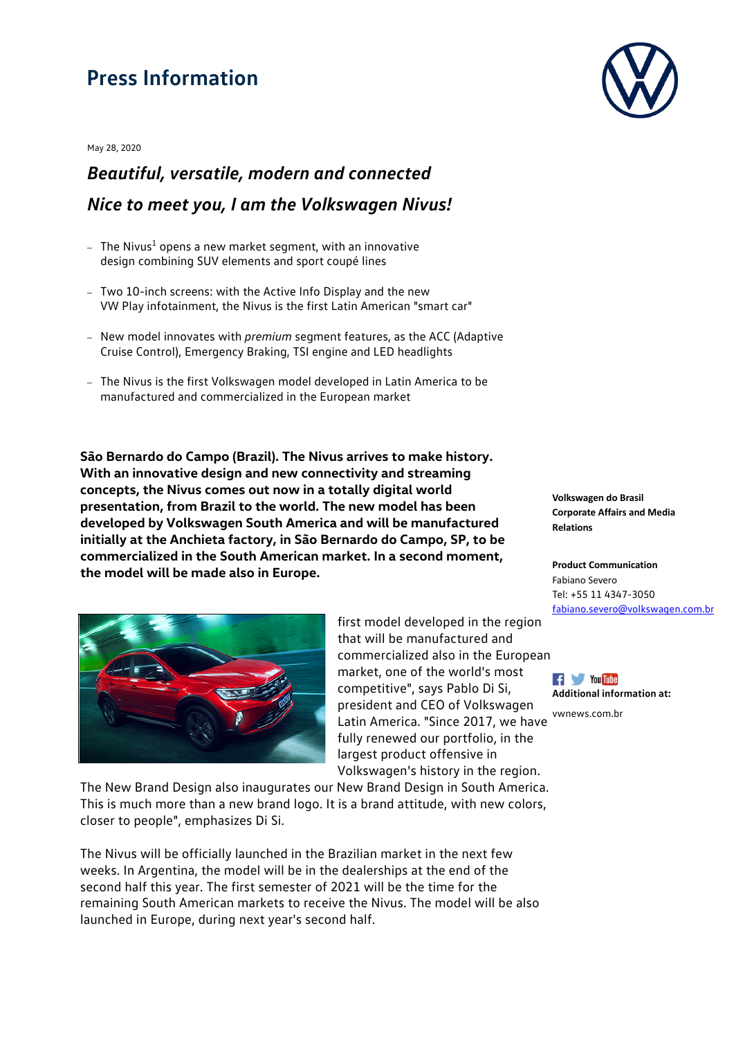# Press Information

May 28, 2020

## *Beautiful, versatile, modern and connected*

## *Nice to meet you, I am the Volkswagen Nivus!*

- The Nivus[1] opens a new market segment, with an innovative design combining SUV elements and sport coupé lines
- Two 10-inch screens: with the Active Info Display and the new VW Play infotainment, the Nivus is the first Latin American "smart car"
- New model innovates with *premium* segment features, as the ACC (Adaptive Cruise Control), Emergency Braking, TSI engine and LED headlights
- The Nivus is the first Volkswagen model developed in Latin America to be manufactured and commercialized in the European market

**São Bernardo do Campo (Brazil). The Nivus arrives to make history. With an innovative design and new connectivity and streaming concepts, the Nivus comes out now in a totally digital world presentation, from Brazil to the world. The new model has been developed by Volkswagen South America and will be manufactured initially at the Anchieta factory, in São Bernardo do Campo, SP, to be commercialized in the South American market. In a second moment, the model will be made also in Europe.**

first model developed in the region that will be manufactured and commercialized also in the European market, one of the world's most competitive", says Pablo Di Si, president and CEO of Volkswagen Latin America. "Since 2017, we have fully renewed our portfolio, in the largest product offensive in Volkswagen's history in the region. The New Brand Design also inaugurates our New Brand Design in South America. This is much more than a new brand logo. It is a brand attitude, with new colors, closer to people", emphasizes Di Si.

The Nivus will be officially launched in the Brazilian market in the next few weeks. In Argentina, the model will be in the dealerships at the end of the second half this year. The first semester of 2021 will be the time for the remaining South American markets to receive the Nivus. The model will be also launched in Europe, during next year's second half.

**Volkswagen do Brasil**
**Corporate Affairs and Media Relations**

**Product Communication**
Fabiano Severo
Tel: +55 11 4347-3050
fabiano.severo@volkswagen.com.br

**Additional information at:**
vwnews.com.br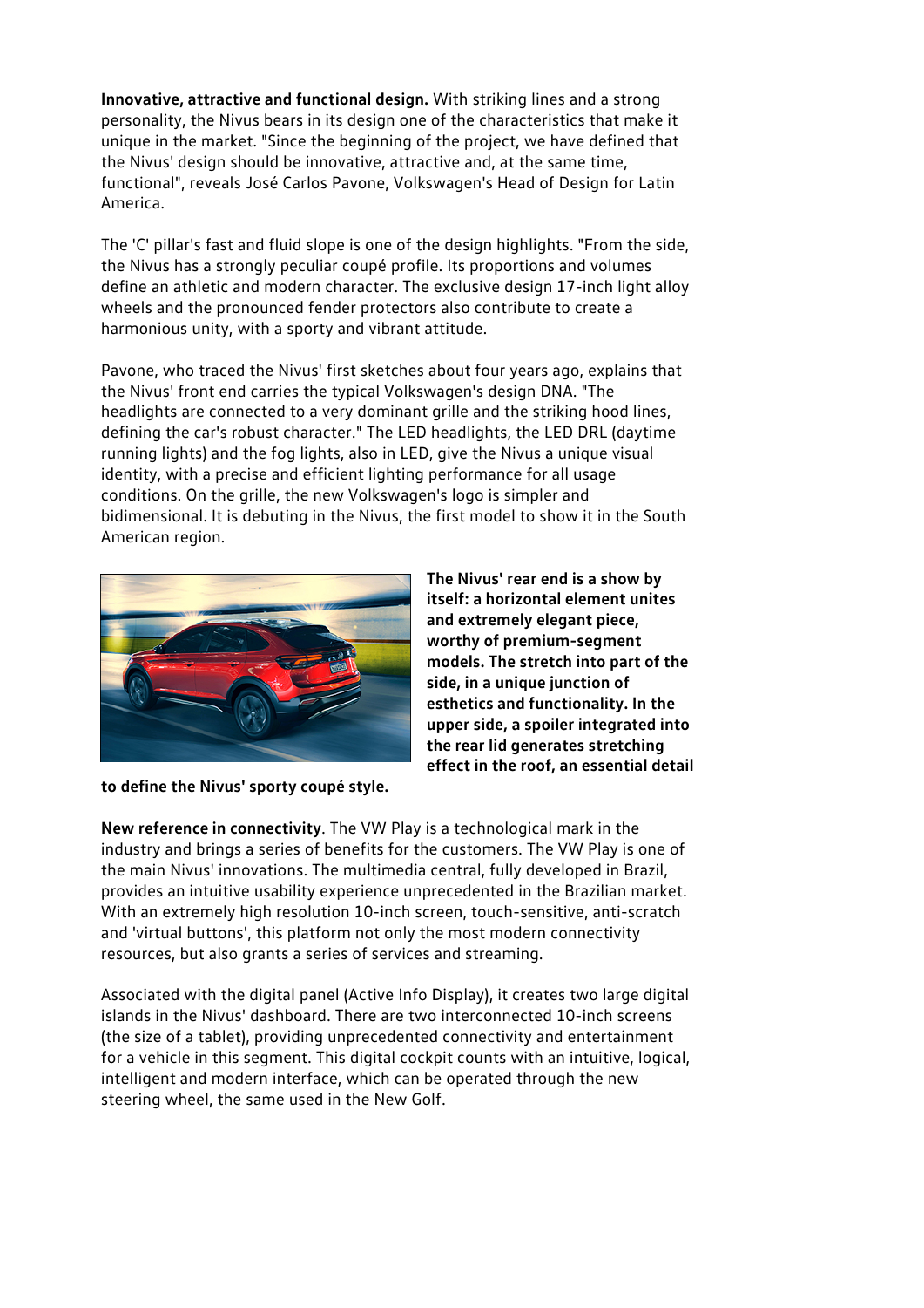**Innovative, attractive and functional design.** With striking lines and a strong personality, the Nivus bears in its design one of the characteristics that make it unique in the market. "Since the beginning of the project, we have defined that the Nivus' design should be innovative, attractive and, at the same time, functional", reveals José Carlos Pavone, Volkswagen's Head of Design for Latin America.

The 'C' pillar's fast and fluid slope is one of the design highlights. "From the side, the Nivus has a strongly peculiar coupé profile. Its proportions and volumes define an athletic and modern character. The exclusive design 17-inch light alloy wheels and the pronounced fender protectors also contribute to create a harmonious unity, with a sporty and vibrant attitude.

Pavone, who traced the Nivus' first sketches about four years ago, explains that the Nivus' front end carries the typical Volkswagen's design DNA. "The headlights are connected to a very dominant grille and the striking hood lines, defining the car's robust character." The LED headlights, the LED DRL (daytime running lights) and the fog lights, also in LED, give the Nivus a unique visual identity, with a precise and efficient lighting performance for all usage conditions. On the grille, the new Volkswagen's logo is simpler and bidimensional. It is debuting in the Nivus, the first model to show it in the South American region.

**The Nivus' rear end is a show by itself: a horizontal element unites and extremely elegant piece, worthy of premium-segment models. The stretch into part of the side, in a unique junction of esthetics and functionality. In the upper side, a spoiler integrated into the rear lid generates stretching effect in the roof, an essential detail to define the Nivus' sporty coupé style.**

**New reference in connectivity**. The VW Play is a technological mark in the industry and brings a series of benefits for the customers. The VW Play is one of the main Nivus' innovations. The multimedia central, fully developed in Brazil, provides an intuitive usability experience unprecedented in the Brazilian market. With an extremely high resolution 10-inch screen, touch-sensitive, anti-scratch and 'virtual buttons', this platform not only the most modern connectivity resources, but also grants a series of services and streaming.

Associated with the digital panel (Active Info Display), it creates two large digital islands in the Nivus' dashboard. There are two interconnected 10-inch screens (the size of a tablet), providing unprecedented connectivity and entertainment for a vehicle in this segment. This digital cockpit counts with an intuitive, logical, intelligent and modern interface, which can be operated through the new steering wheel, the same used in the New Golf.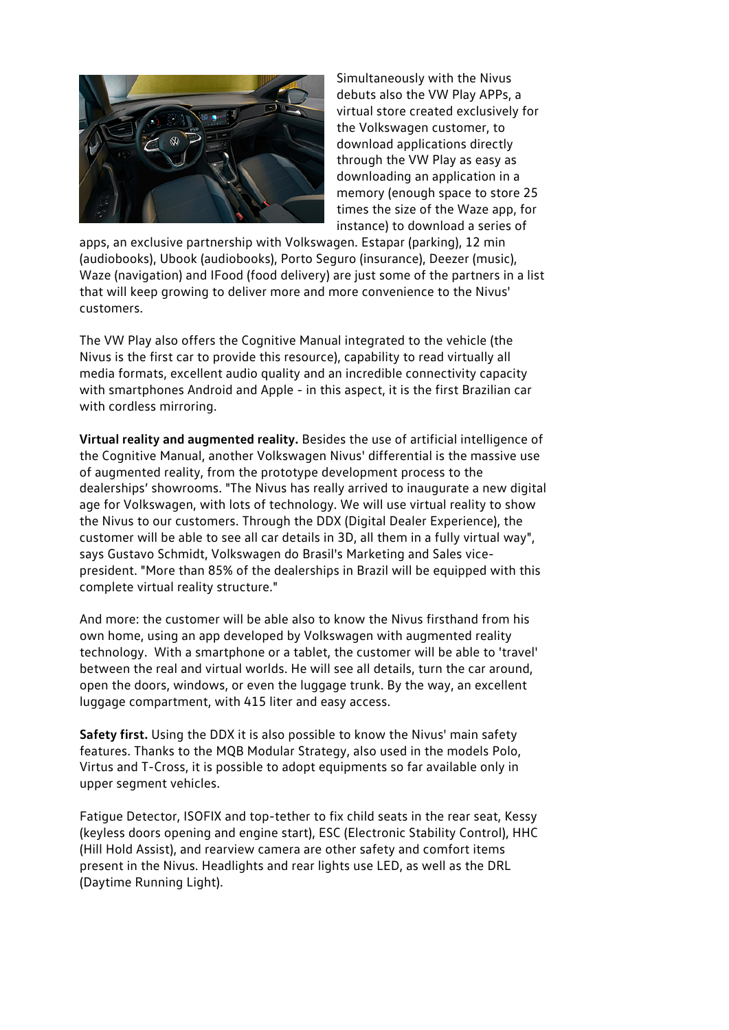Simultaneously with the Nivus debuts also the VW Play APPs, a virtual store created exclusively for the Volkswagen customer, to download applications directly through the VW Play as easy as downloading an application in a memory (enough space to store 25 times the size of the Waze app, for instance) to download a series of apps, an exclusive partnership with Volkswagen. Estapar (parking), 12 min (audiobooks), Ubook (audiobooks), Porto Seguro (insurance), Deezer (music), Waze (navigation) and IFood (food delivery) are just some of the partners in a list that will keep growing to deliver more and more convenience to the Nivus' customers.

The VW Play also offers the Cognitive Manual integrated to the vehicle (the Nivus is the first car to provide this resource), capability to read virtually all media formats, excellent audio quality and an incredible connectivity capacity with smartphones Android and Apple - in this aspect, it is the first Brazilian car with cordless mirroring.

**Virtual reality and augmented reality.** Besides the use of artificial intelligence of the Cognitive Manual, another Volkswagen Nivus' differential is the massive use of augmented reality, from the prototype development process to the dealerships' showrooms. "The Nivus has really arrived to inaugurate a new digital age for Volkswagen, with lots of technology. We will use virtual reality to show the Nivus to our customers. Through the DDX (Digital Dealer Experience), the customer will be able to see all car details in 3D, all them in a fully virtual way", says Gustavo Schmidt, Volkswagen do Brasil's Marketing and Sales vice-president. "More than 85% of the dealerships in Brazil will be equipped with this complete virtual reality structure."

And more: the customer will be able also to know the Nivus firsthand from his own home, using an app developed by Volkswagen with augmented reality technology. With a smartphone or a tablet, the customer will be able to 'travel' between the real and virtual worlds. He will see all details, turn the car around, open the doors, windows, or even the luggage trunk. By the way, an excellent luggage compartment, with 415 liter and easy access.

**Safety first.** Using the DDX it is also possible to know the Nivus' main safety features. Thanks to the MQB Modular Strategy, also used in the models Polo, Virtus and T-Cross, it is possible to adopt equipments so far available only in upper segment vehicles.

Fatigue Detector, ISOFIX and top-tether to fix child seats in the rear seat, Kessy (keyless doors opening and engine start), ESC (Electronic Stability Control), HHC (Hill Hold Assist), and rearview camera are other safety and comfort items present in the Nivus. Headlights and rear lights use LED, as well as the DRL (Daytime Running Light).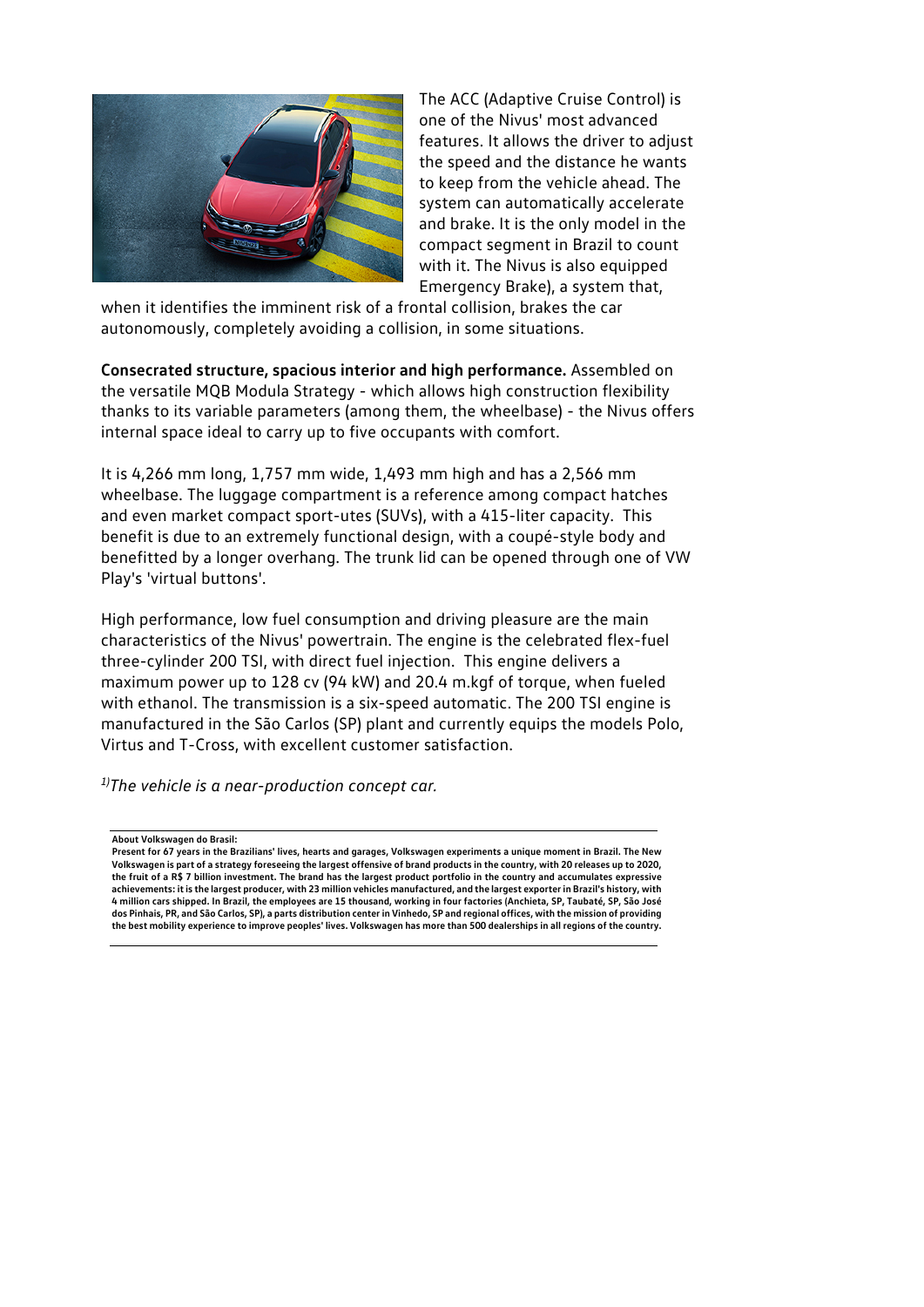The ACC (Adaptive Cruise Control) is one of the Nivus' most advanced features. It allows the driver to adjust the speed and the distance he wants to keep from the vehicle ahead. The system can automatically accelerate and brake. It is the only model in the compact segment in Brazil to count with it. The Nivus is also equipped Emergency Brake), a system that, when it identifies the imminent risk of a frontal collision, brakes the car autonomously, completely avoiding a collision, in some situations.

**Consecrated structure, spacious interior and high performance.** Assembled on the versatile MQB Modula Strategy - which allows high construction flexibility thanks to its variable parameters (among them, the wheelbase) - the Nivus offers internal space ideal to carry up to five occupants with comfort.

It is 4,266 mm long, 1,757 mm wide, 1,493 mm high and has a 2,566 mm wheelbase. The luggage compartment is a reference among compact hatches and even market compact sport-utes (SUVs), with a 415-liter capacity. This benefit is due to an extremely functional design, with a coupé-style body and benefitted by a longer overhang. The trunk lid can be opened through one of VW Play's 'virtual buttons'.

High performance, low fuel consumption and driving pleasure are the main characteristics of the Nivus' powertrain. The engine is the celebrated flex-fuel three-cylinder 200 TSI, with direct fuel injection. This engine delivers a maximum power up to 128 cv (94 kW) and 20.4 m.kgf of torque, when fueled with ethanol. The transmission is a six-speed automatic. The 200 TSI engine is manufactured in the São Carlos (SP) plant and currently equips the models Polo, Virtus and T-Cross, with excellent customer satisfaction.

*[1)]The vehicle is a near-production concept car.*

---

**About Volkswagen do Brasil:**
**Present for 67 years in the Brazilians' lives, hearts and garages, Volkswagen experiments a unique moment in Brazil. The New Volkswagen is part of a strategy foreseeing the largest offensive of brand products in the country, with 20 releases up to 2020, the fruit of a R$ 7 billion investment. The brand has the largest product portfolio in the country and accumulates expressive achievements: it is the largest producer, with 23 million vehicles manufactured, and the largest exporter in Brazil's history, with 4 million cars shipped. In Brazil, the employees are 15 thousand, working in four factories (Anchieta, SP, Taubaté, SP, São José dos Pinhais, PR, and São Carlos, SP), a parts distribution center in Vinhedo, SP and regional offices, with the mission of providing the best mobility experience to improve peoples' lives. Volkswagen has more than 500 dealerships in all regions of the country.**

---